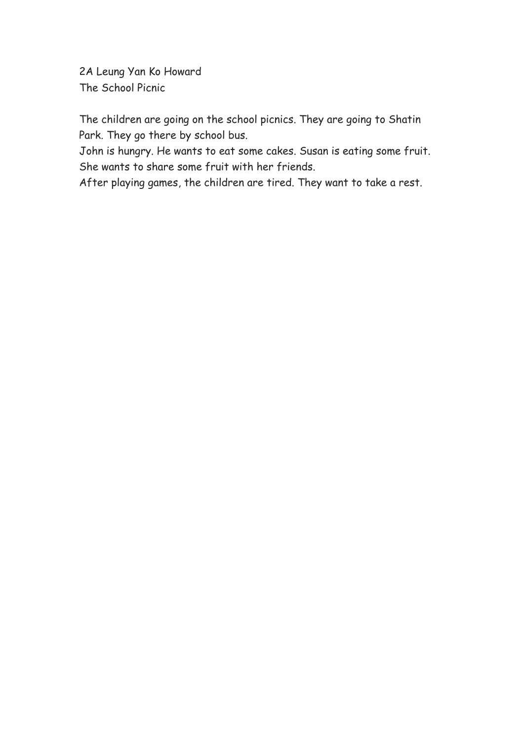2A Leung Yan Ko Howard

The School Picnic

The children are going on the school picnics. They are going to Shatin Park. They go there by school bus.

John is hungry. He wants to eat some cakes. Susan is eating some fruit. She wants to share some fruit with her friends.

After playing games, the children are tired. They want to take a rest.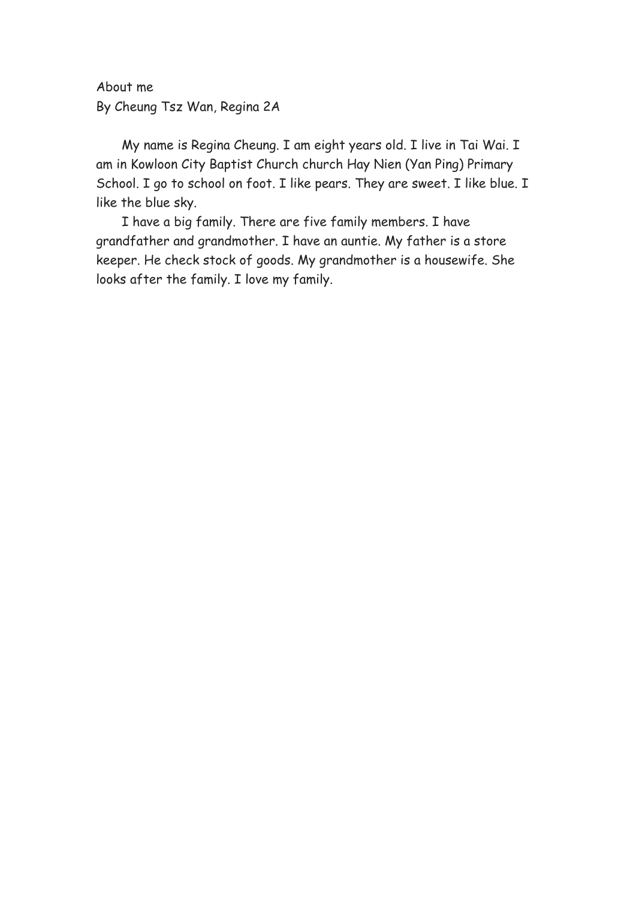About me

By Cheung Tsz Wan, Regina 2A

My name is Regina Cheung. I am eight years old. I live in Tai Wai. I am in Kowloon City Baptist Church church Hay Nien (Yan Ping) Primary School. I go to school on foot. I like pears. They are sweet. I like blue. I like the blue sky.

I have a big family. There are five family members. I have grandfather and grandmother. I have an auntie. My father is a store keeper. He check stock of goods. My grandmother is a housewife. She looks after the family. I love my family.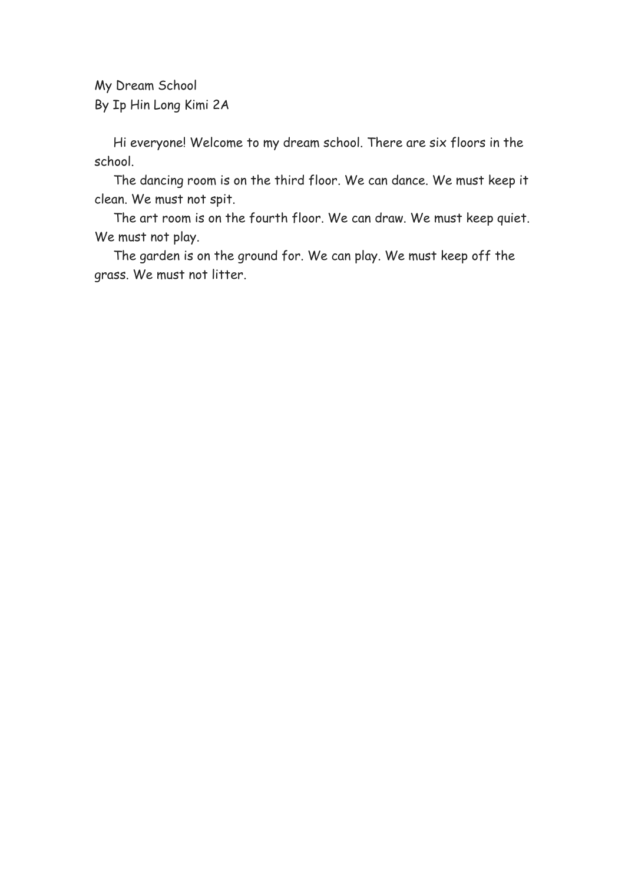My Dream School

By Ip Hin Long Kimi 2A

Hi everyone! Welcome to my dream school. There are six floors in the school.

The dancing room is on the third floor. We can dance. We must keep it clean. We must not spit.

The art room is on the fourth floor. We can draw. We must keep quiet. We must not play.

The garden is on the ground for. We can play. We must keep off the grass. We must not litter.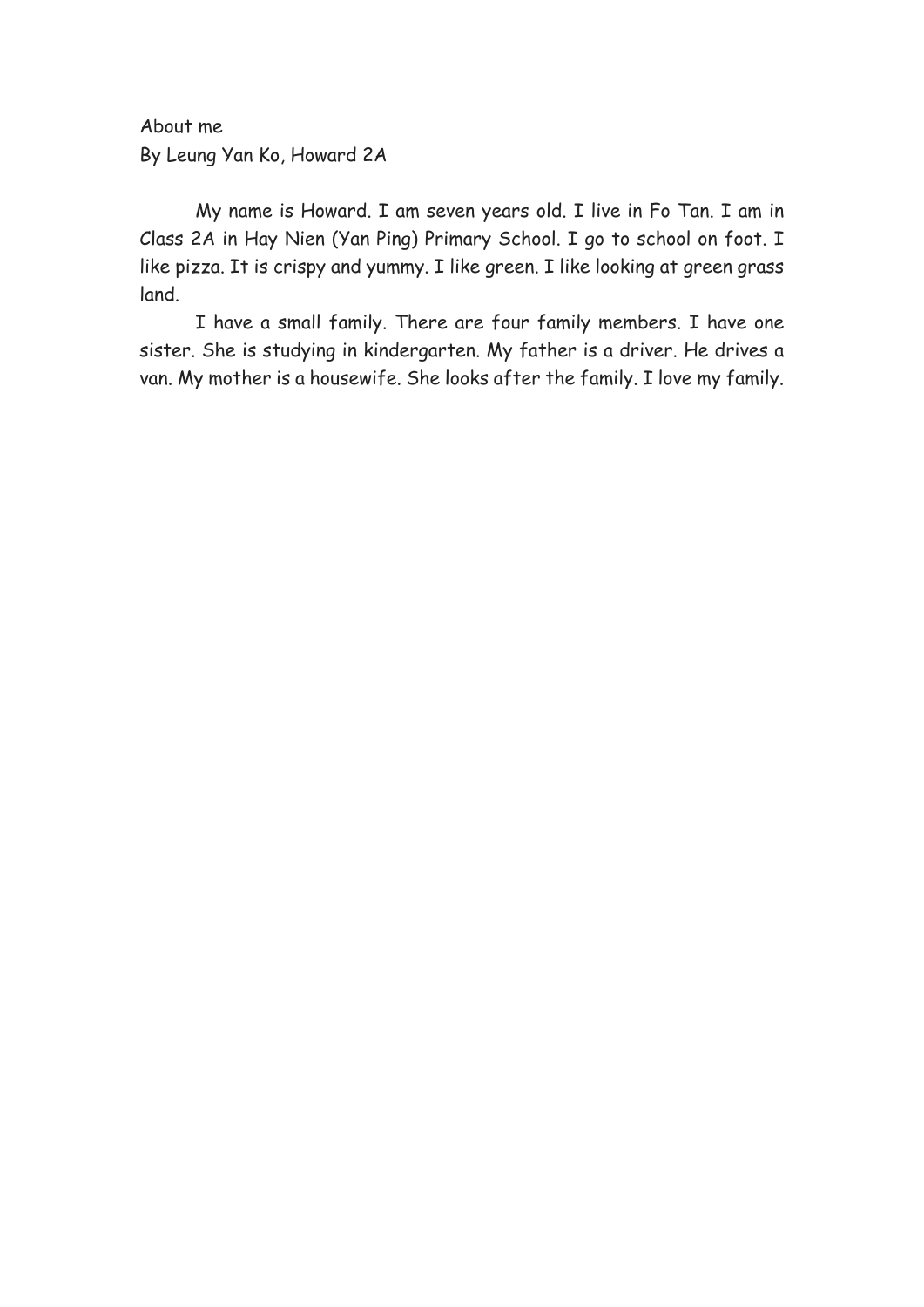About me

By Leung Yan Ko, Howard 2A

My name is Howard. I am seven years old. I live in Fo Tan. I am in Class 2A in Hay Nien (Yan Ping) Primary School. I go to school on foot. I like pizza. It is crispy and yummy. I like green. I like looking at green grass land.

I have a small family. There are four family members. I have one sister. She is studying in kindergarten. My father is a driver. He drives a van. My mother is a housewife. She looks after the family. I love my family.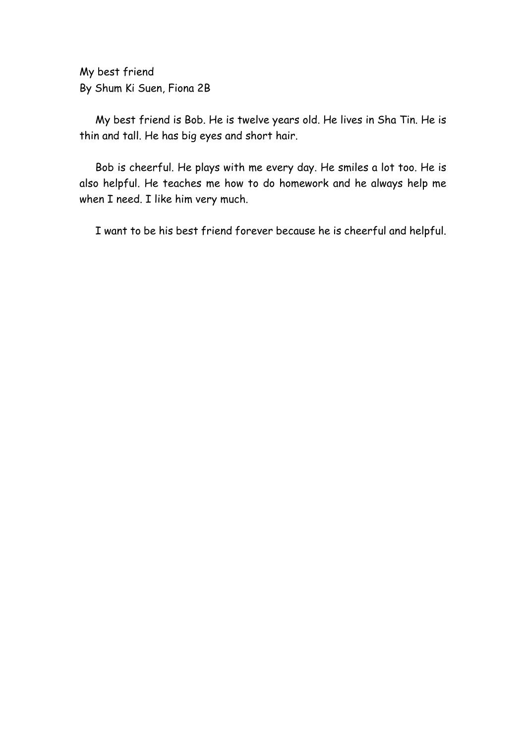My best friend
By Shum Ki Suen, Fiona 2B

My best friend is Bob. He is twelve years old. He lives in Sha Tin. He is thin and tall. He has big eyes and short hair.

Bob is cheerful. He plays with me every day. He smiles a lot too. He is also helpful. He teaches me how to do homework and he always help me when I need. I like him very much.

I want to be his best friend forever because he is cheerful and helpful.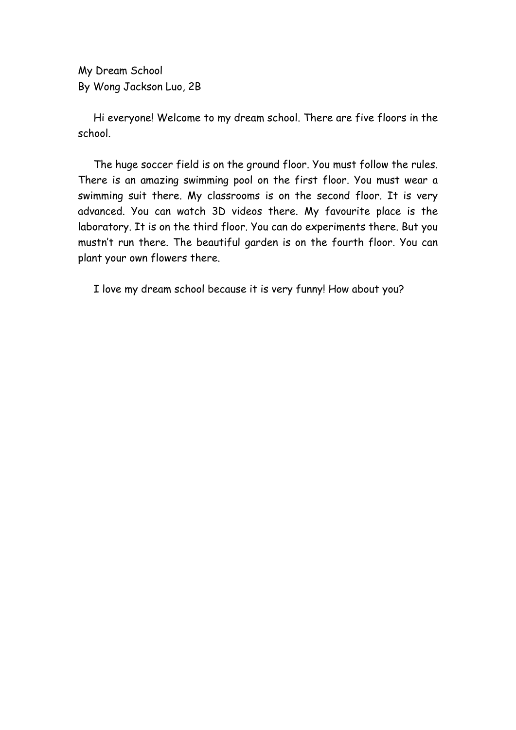My Dream School

By Wong Jackson Luo, 2B

Hi everyone! Welcome to my dream school. There are five floors in the school.

The huge soccer field is on the ground floor. You must follow the rules. There is an amazing swimming pool on the first floor. You must wear a swimming suit there. My classrooms is on the second floor. It is very advanced. You can watch 3D videos there. My favourite place is the laboratory. It is on the third floor. You can do experiments there. But you mustn't run there. The beautiful garden is on the fourth floor. You can plant your own flowers there.

I love my dream school because it is very funny! How about you?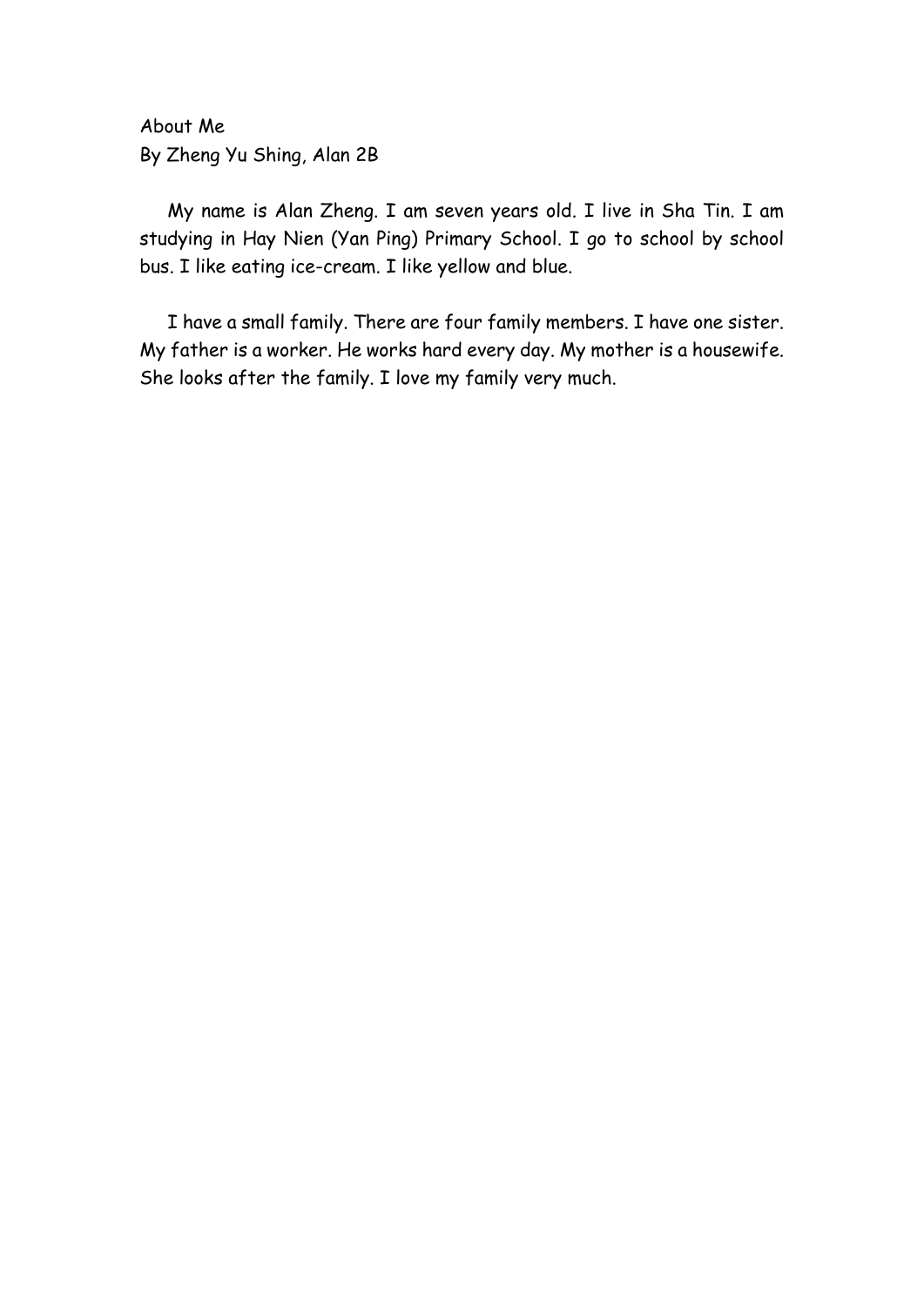About Me

By Zheng Yu Shing, Alan 2B

My name is Alan Zheng. I am seven years old. I live in Sha Tin. I am studying in Hay Nien (Yan Ping) Primary School. I go to school by school bus. I like eating ice-cream. I like yellow and blue.

I have a small family. There are four family members. I have one sister. My father is a worker. He works hard every day. My mother is a housewife. She looks after the family. I love my family very much.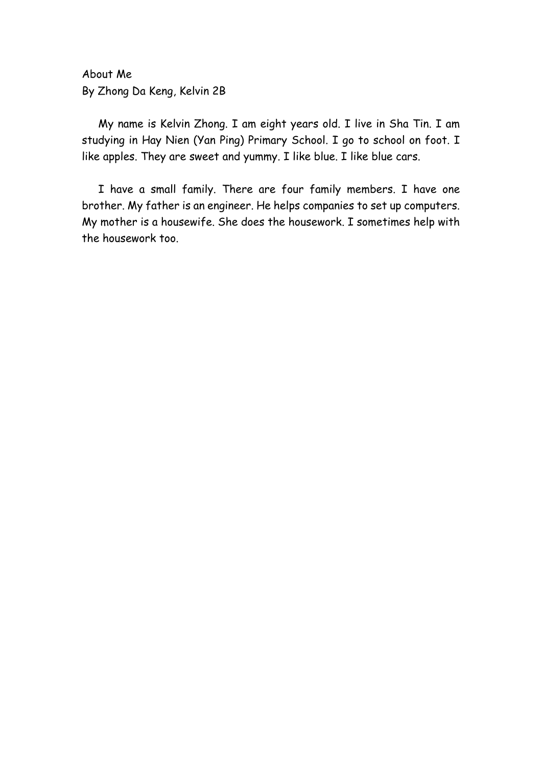About Me

By Zhong Da Keng, Kelvin 2B

My name is Kelvin Zhong. I am eight years old. I live in Sha Tin. I am studying in Hay Nien (Yan Ping) Primary School. I go to school on foot. I like apples. They are sweet and yummy. I like blue. I like blue cars.

I have a small family. There are four family members. I have one brother. My father is an engineer. He helps companies to set up computers. My mother is a housewife. She does the housework. I sometimes help with the housework too.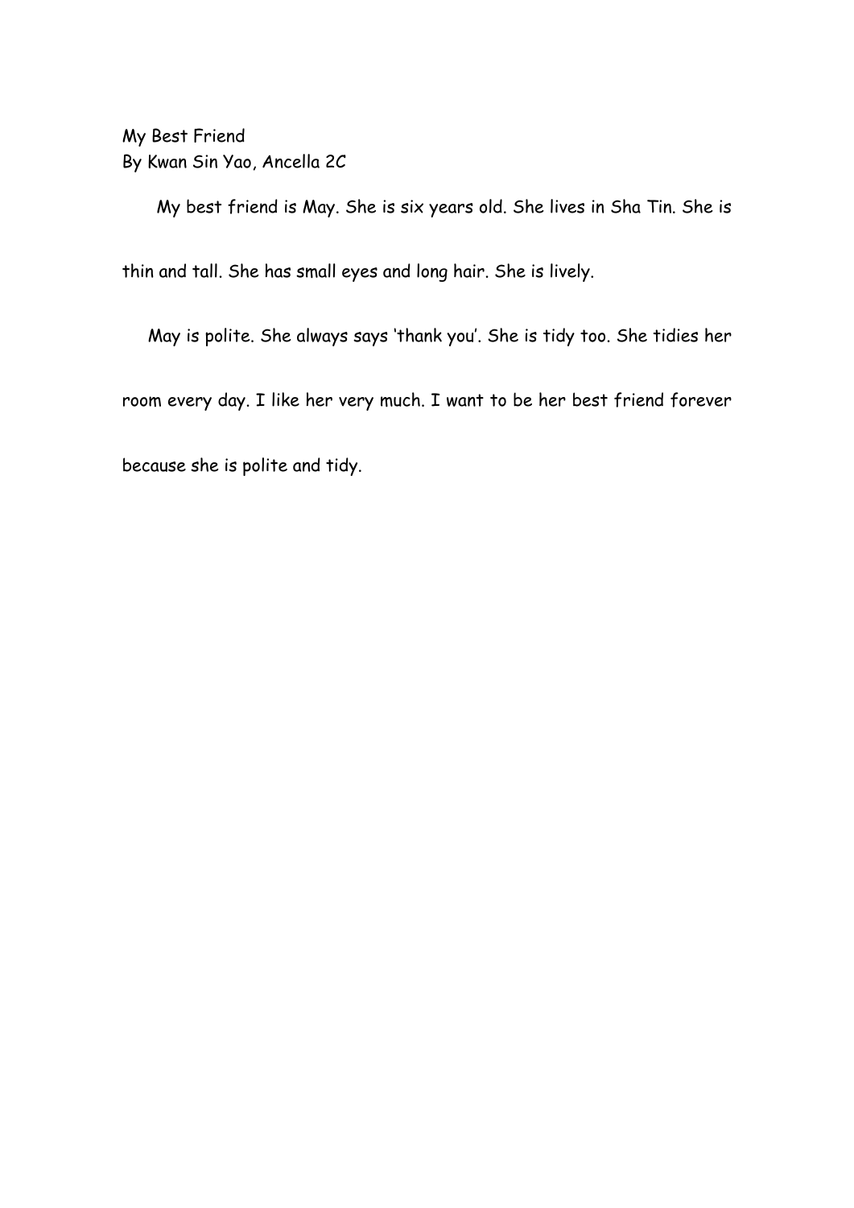My Best Friend

By Kwan Sin Yao, Ancella 2C

My best friend is May. She is six years old. She lives in Sha Tin. She is thin and tall. She has small eyes and long hair. She is lively.

May is polite. She always says 'thank you'. She is tidy too. She tidies her room every day. I like her very much. I want to be her best friend forever because she is polite and tidy.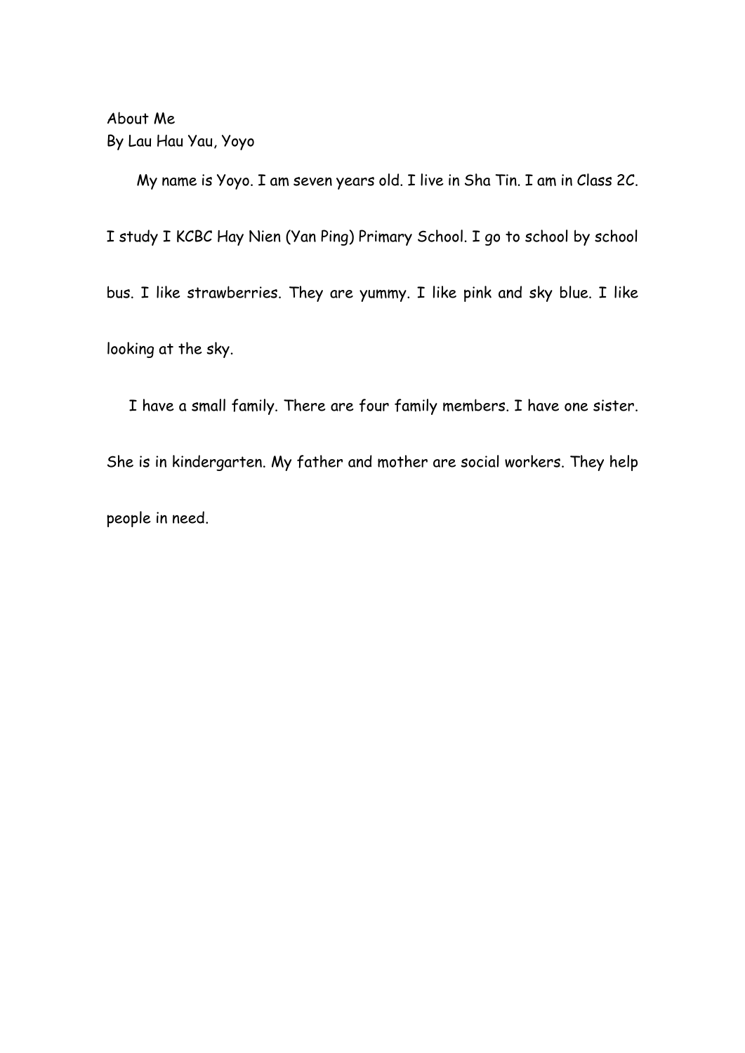About Me

By Lau Hau Yau, Yoyo

My name is Yoyo. I am seven years old. I live in Sha Tin. I am in Class 2C. I study I KCBC Hay Nien (Yan Ping) Primary School. I go to school by school bus. I like strawberries. They are yummy. I like pink and sky blue. I like looking at the sky.

I have a small family. There are four family members. I have one sister. She is in kindergarten. My father and mother are social workers. They help people in need.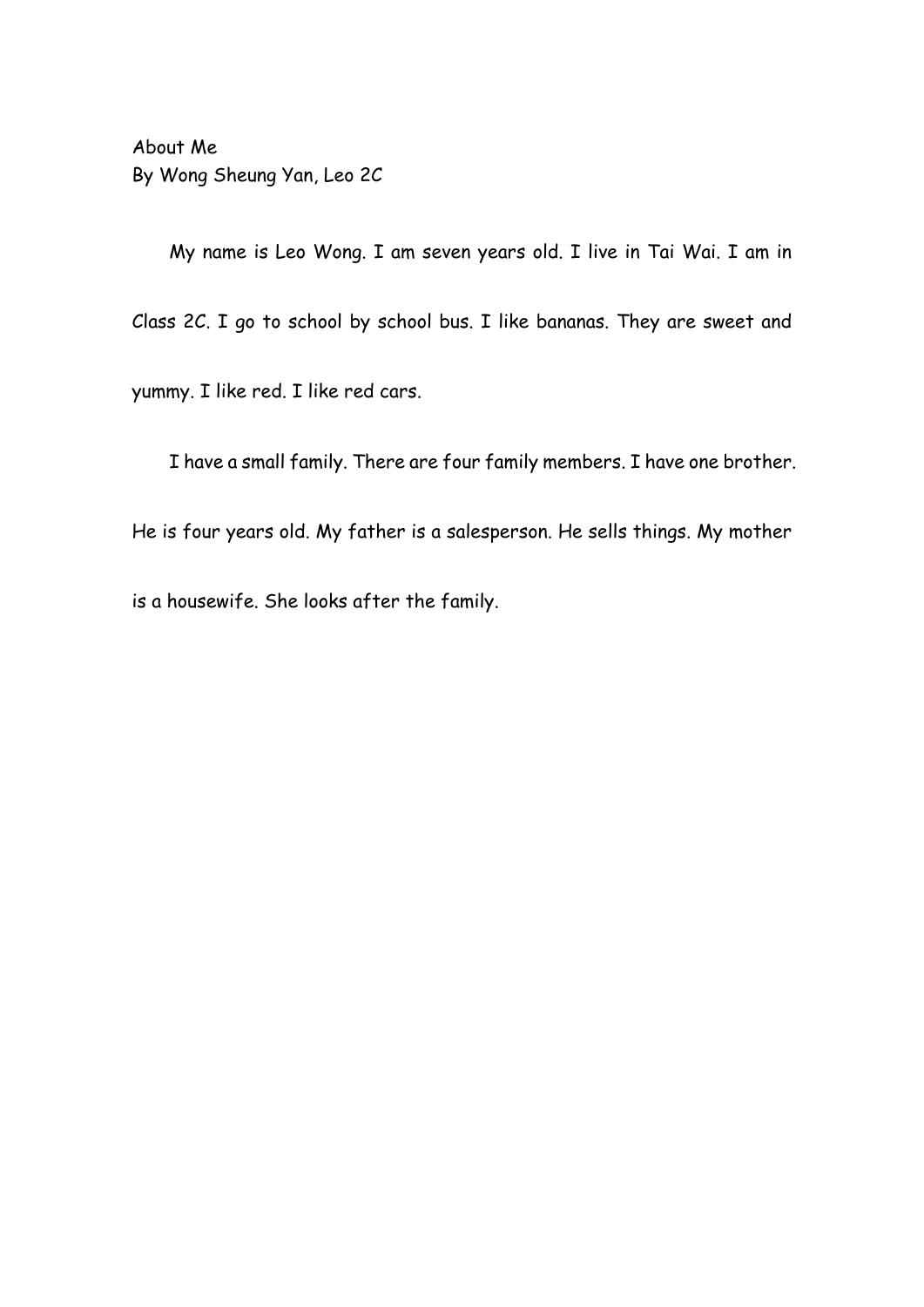# About Me

By Wong Sheung Yan, Leo 2C

My name is Leo Wong. I am seven years old. I live in Tai Wai. I am in Class 2C. I go to school by school bus. I like bananas. They are sweet and yummy. I like red. I like red cars.

I have a small family. There are four family members. I have one brother. He is four years old. My father is a salesperson. He sells things. My mother is a housewife. She looks after the family.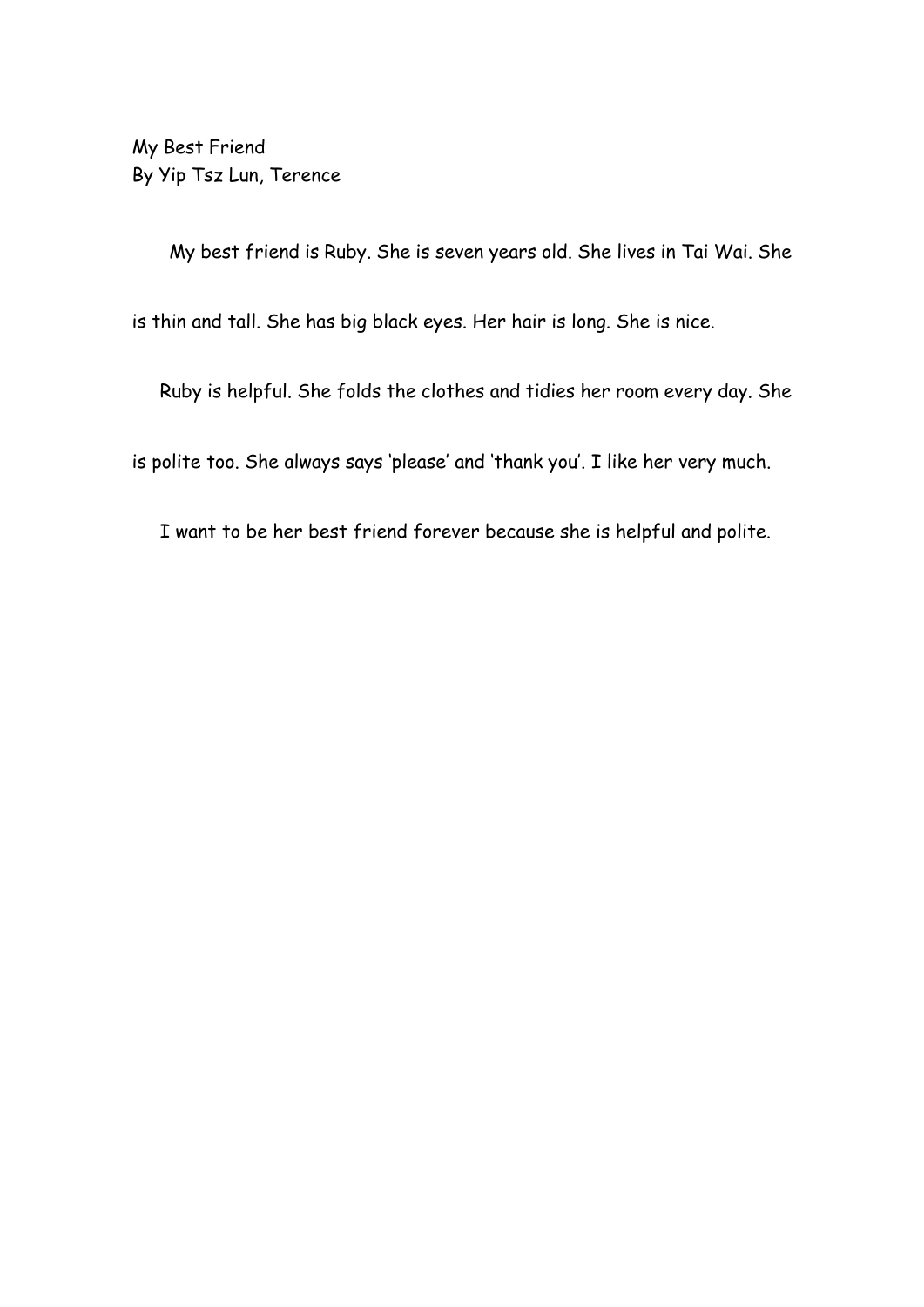# My Best Friend

By Yip Tsz Lun, Terence

My best friend is Ruby. She is seven years old. She lives in Tai Wai. She is thin and tall. She has big black eyes. Her hair is long. She is nice.

Ruby is helpful. She folds the clothes and tidies her room every day. She is polite too. She always says ‘please’ and ‘thank you’. I like her very much.

I want to be her best friend forever because she is helpful and polite.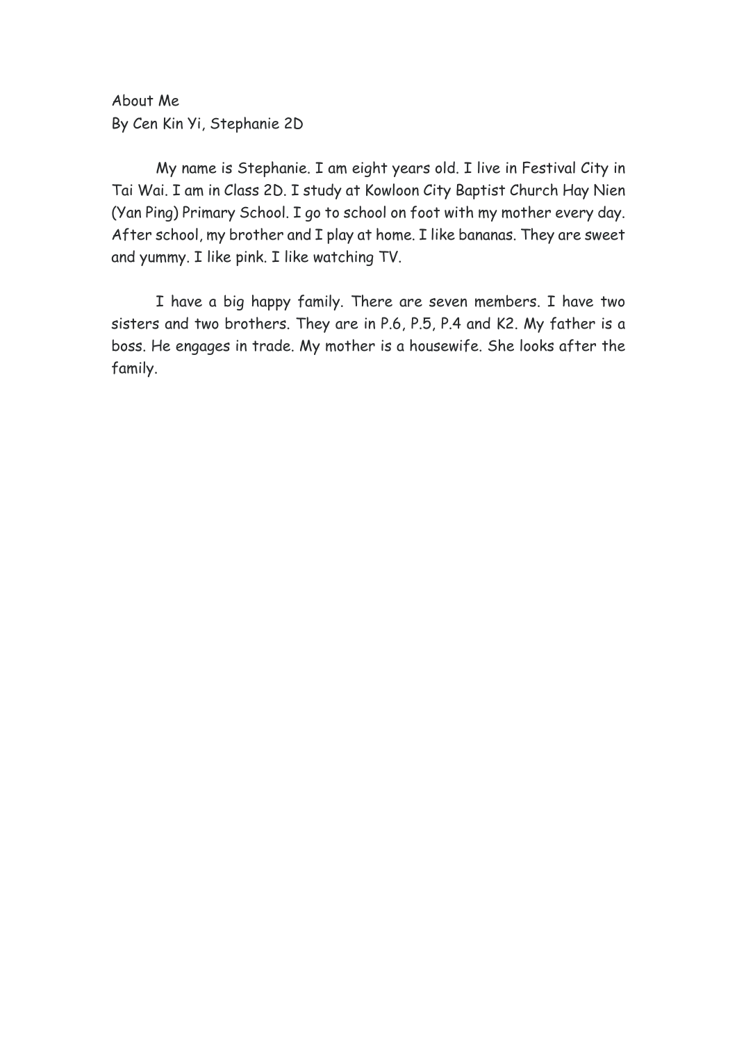About Me

By Cen Kin Yi, Stephanie 2D

My name is Stephanie. I am eight years old. I live in Festival City in Tai Wai. I am in Class 2D. I study at Kowloon City Baptist Church Hay Nien (Yan Ping) Primary School. I go to school on foot with my mother every day. After school, my brother and I play at home. I like bananas. They are sweet and yummy. I like pink. I like watching TV.

I have a big happy family. There are seven members. I have two sisters and two brothers. They are in P.6, P.5, P.4 and K2. My father is a boss. He engages in trade. My mother is a housewife. She looks after the family.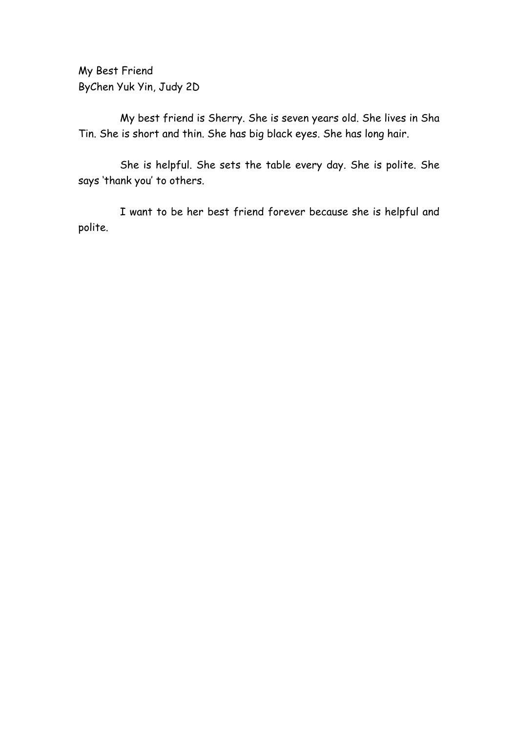# My Best Friend

ByChen Yuk Yin, Judy 2D

My best friend is Sherry. She is seven years old. She lives in Sha Tin. She is short and thin. She has big black eyes. She has long hair.

She is helpful. She sets the table every day. She is polite. She says 'thank you' to others.

I want to be her best friend forever because she is helpful and polite.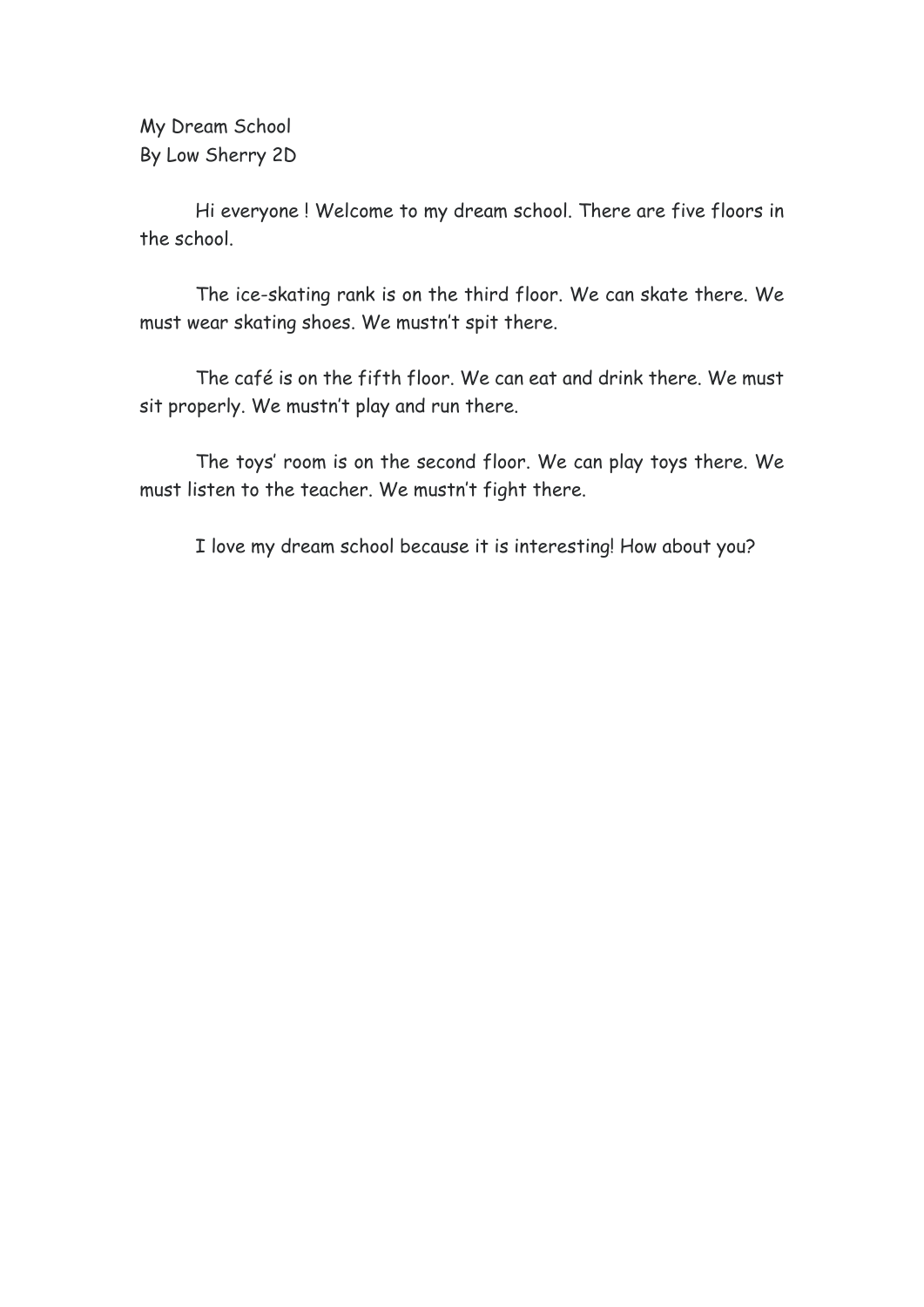My Dream School
By Low Sherry 2D

Hi everyone ! Welcome to my dream school. There are five floors in the school.

The ice-skating rank is on the third floor. We can skate there. We must wear skating shoes. We mustn't spit there.

The café is on the fifth floor. We can eat and drink there. We must sit properly. We mustn't play and run there.

The toys' room is on the second floor. We can play toys there. We must listen to the teacher. We mustn't fight there.

I love my dream school because it is interesting! How about you?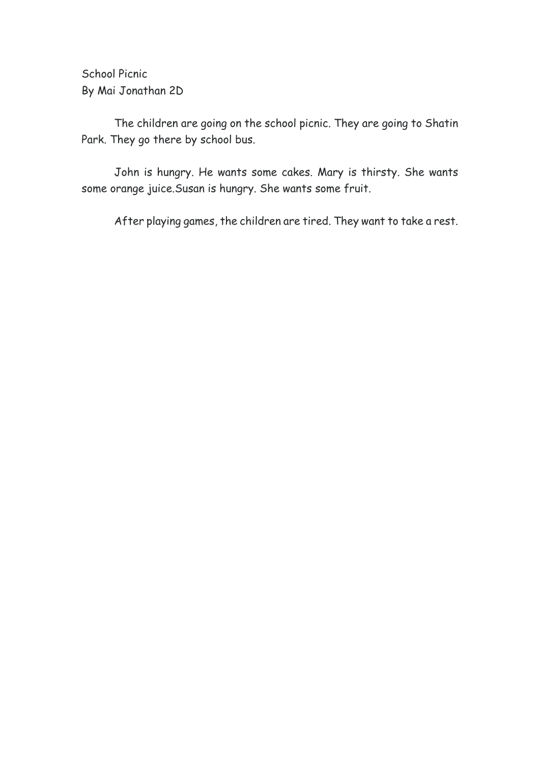School Picnic
By Mai Jonathan 2D

The children are going on the school picnic. They are going to Shatin Park. They go there by school bus.

John is hungry. He wants some cakes. Mary is thirsty. She wants some orange juice.Susan is hungry. She wants some fruit.

After playing games, the children are tired. They want to take a rest.